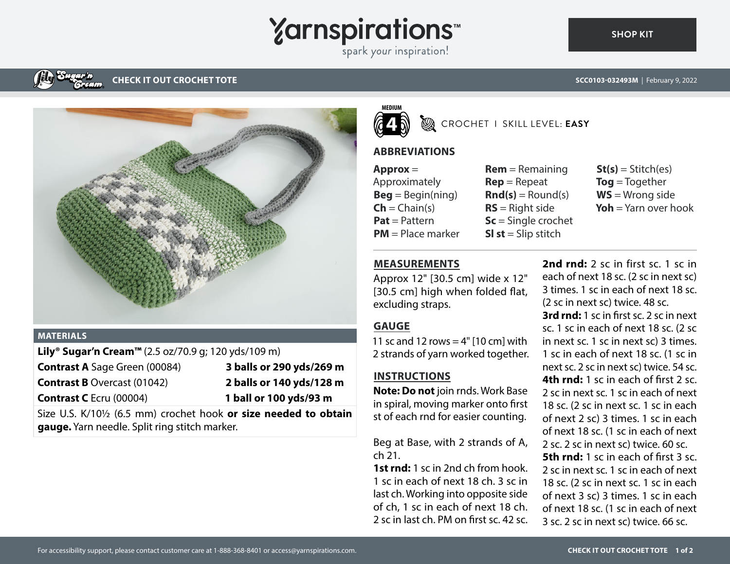# CHECK IT OUT CROCHET TOTE

SCC0103-032493M | February 9, 2022

MEDIUM 4

CROCHET | SKILL LEVEL: **EASY**

## MATERIALS

**Lily® Sugar'n Cream™** (2.5 oz/70.9 g; 120 yds/109 m)

| | |
|---|---|
| **Contrast A** Sage Green (00084) | **3 balls or 290 yds/269 m** |
| **Contrast B** Overcast (01042) | **2 balls or 140 yds/128 m** |
| **Contrast C** Ecru (00004) | **1 ball or 100 yds/93 m** |

Size U.S. K/10½ (6.5 mm) crochet hook **or size needed to obtain gauge.** Yarn needle. Split ring stitch marker.

## ABBREVIATIONS

**Approx** = Approximately
**Beg** = Begin(ning)
**Ch** = Chain(s)
**Pat** = Pattern
**PM** = Place marker
**Rem** = Remaining
**Rep** = Repeat
**Rnd(s)** = Round(s)
**RS** = Right side
**Sc** = Single crochet
**Sl st** = Slip stitch
**St(s)** = Stitch(es)
**Tog** = Together
**WS** = Wrong side
**Yoh** = Yarn over hook

## MEASUREMENTS

Approx 12" [30.5 cm] wide x 12" [30.5 cm] high when folded flat, excluding straps.

## GAUGE

11 sc and 12 rows = 4" [10 cm] with 2 strands of yarn worked together.

## INSTRUCTIONS

**Note: Do not** join rnds. Work Base in spiral, moving marker onto first st of each rnd for easier counting.

Beg at Base, with 2 strands of A, ch 21.

**1st rnd:** 1 sc in 2nd ch from hook. 1 sc in each of next 18 ch. 3 sc in last ch. Working into opposite side of ch, 1 sc in each of next 18 ch. 2 sc in last ch. PM on first sc. 42 sc.

**2nd rnd:** 2 sc in first sc. 1 sc in each of next 18 sc. (2 sc in next sc) 3 times. 1 sc in each of next 18 sc. (2 sc in next sc) twice. 48 sc.

**3rd rnd:** 1 sc in first sc. 2 sc in next sc. 1 sc in each of next 18 sc. (2 sc in next sc. 1 sc in next sc) 3 times. 1 sc in each of next 18 sc. (1 sc in next sc. 2 sc in next sc) twice. 54 sc.

**4th rnd:** 1 sc in each of first 2 sc. 2 sc in next sc. 1 sc in each of next 18 sc. (2 sc in next sc. 1 sc in each of next 2 sc) 3 times. 1 sc in each of next 18 sc. (1 sc in each of next 2 sc. 2 sc in next sc) twice. 60 sc.

**5th rnd:** 1 sc in each of first 3 sc. 2 sc in next sc. 1 sc in each of next 18 sc. (2 sc in next sc. 1 sc in each of next 3 sc) 3 times. 1 sc in each of next 18 sc. (1 sc in each of next 3 sc. 2 sc in next sc) twice. 66 sc.

For accessibility support, please contact customer care at 1-888-368-8401 or access@yarnspirations.com.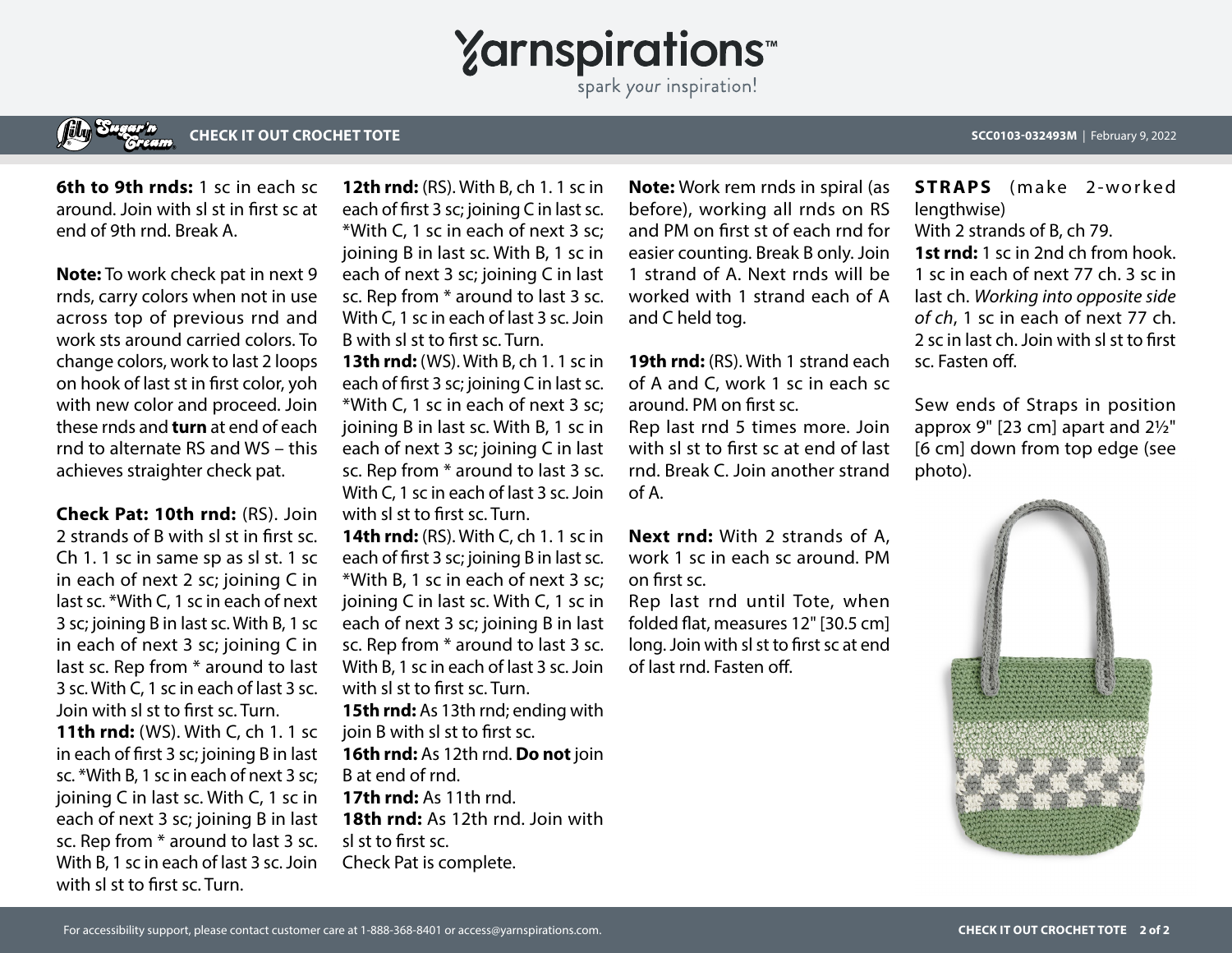**6th to 9th rnds:** 1 sc in each sc around. Join with sl st in first sc at end of 9th rnd. Break A.

**Note:** To work check pat in next 9 rnds, carry colors when not in use across top of previous rnd and work sts around carried colors. To change colors, work to last 2 loops on hook of last st in first color, yoh with new color and proceed. Join these rnds and **turn** at end of each rnd to alternate RS and WS – this achieves straighter check pat.

**Check Pat: 10th rnd:** (RS). Join 2 strands of B with sl st in first sc. Ch 1. 1 sc in same sp as sl st. 1 sc in each of next 2 sc; joining C in last sc. *With C, 1 sc in each of next 3 sc; joining B in last sc. With B, 1 sc in each of next 3 sc; joining C in last sc. Rep from * around to last 3 sc. With C, 1 sc in each of last 3 sc. Join with sl st to first sc. Turn.

**11th rnd:** (WS). With C, ch 1. 1 sc in each of first 3 sc; joining B in last sc. *With B, 1 sc in each of next 3 sc; joining C in last sc. With C, 1 sc in each of next 3 sc; joining B in last sc. Rep from * around to last 3 sc. With B, 1 sc in each of last 3 sc. Join with sl st to first sc. Turn.

**12th rnd:** (RS). With B, ch 1. 1 sc in each of first 3 sc; joining C in last sc. *With C, 1 sc in each of next 3 sc; joining B in last sc. With B, 1 sc in each of next 3 sc; joining C in last sc. Rep from * around to last 3 sc. With C, 1 sc in each of last 3 sc. Join B with sl st to first sc. Turn.

**13th rnd:** (WS). With B, ch 1. 1 sc in each of first 3 sc; joining C in last sc. *With C, 1 sc in each of next 3 sc; joining B in last sc. With B, 1 sc in each of next 3 sc; joining C in last sc. Rep from * around to last 3 sc. With C, 1 sc in each of last 3 sc. Join with sl st to first sc. Turn.

**14th rnd:** (RS). With C, ch 1. 1 sc in each of first 3 sc; joining B in last sc. *With B, 1 sc in each of next 3 sc; joining C in last sc. With C, 1 sc in each of next 3 sc; joining B in last sc. Rep from * around to last 3 sc. With B, 1 sc in each of last 3 sc. Join with sl st to first sc. Turn.

**15th rnd:** As 13th rnd; ending with join B with sl st to first sc.

**16th rnd:** As 12th rnd. **Do not** join B at end of rnd.

**17th rnd:** As 11th rnd.

**18th rnd:** As 12th rnd. Join with sl st to first sc.

Check Pat is complete.

**Note:** Work rem rnds in spiral (as before), working all rnds on RS and PM on first st of each rnd for easier counting. Break B only. Join 1 strand of A. Next rnds will be worked with 1 strand each of A and C held tog.

**19th rnd:** (RS). With 1 strand each of A and C, work 1 sc in each sc around. PM on first sc.

Rep last rnd 5 times more. Join with sl st to first sc at end of last rnd. Break C. Join another strand of A.

**Next rnd:** With 2 strands of A, work 1 sc in each sc around. PM on first sc.

Rep last rnd until Tote, when folded flat, measures 12" [30.5 cm] long. Join with sl st to first sc at end of last rnd. Fasten off.

**STRAPS** (make 2-worked lengthwise)

With 2 strands of B, ch 79.

**1st rnd:** 1 sc in 2nd ch from hook. 1 sc in each of next 77 ch. 3 sc in last ch. *Working into opposite side of ch*, 1 sc in each of next 77 ch. 2 sc in last ch. Join with sl st to first sc. Fasten off.

Sew ends of Straps in position approx 9" [23 cm] apart and 2½" [6 cm] down from top edge (see photo).

For accessibility support, please contact customer care at 1-888-368-8401 or access@yarnspirations.com.